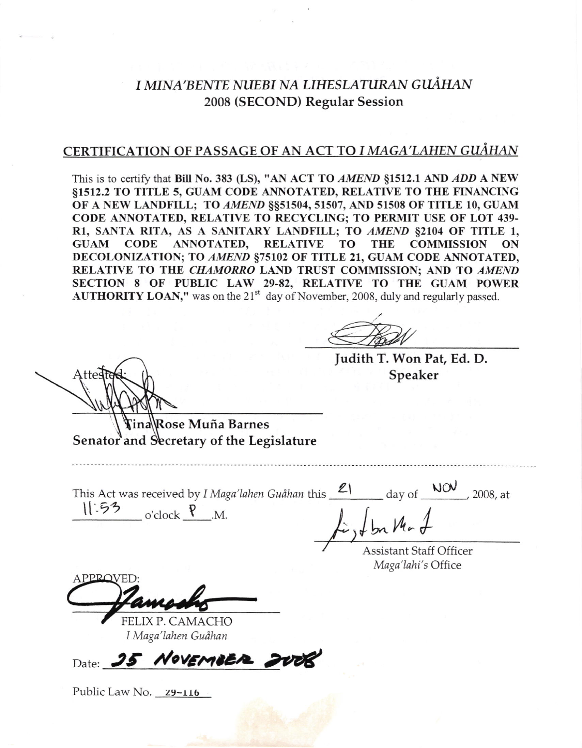# *I MINA'BENTE NUEBI NA LIHESLATURAN GUÅHAN*
## 2008 (SECOND) Regular Session

## CERTIFICATION OF PASSAGE OF AN ACT TO *I MAGA'LAHEN GUÅHAN*

This is to certify that **Bill No. 383 (LS), "AN ACT TO *AMEND* §1512.1 AND *ADD* A NEW §1512.2 TO TITLE 5, GUAM CODE ANNOTATED, RELATIVE TO THE FINANCING OF A NEW LANDFILL; TO *AMEND* §§51504, 51507, AND 51508 OF TITLE 10, GUAM CODE ANNOTATED, RELATIVE TO RECYCLING; TO PERMIT USE OF LOT 439-R1, SANTA RITA, AS A SANITARY LANDFILL; TO *AMEND* §2104 OF TITLE 1, GUAM CODE ANNOTATED, RELATIVE TO THE COMMISSION ON DECOLONIZATION; TO *AMEND* §75102 OF TITLE 21, GUAM CODE ANNOTATED, RELATIVE TO THE *CHAMORRO* LAND TRUST COMMISSION; AND TO *AMEND* SECTION 8 OF PUBLIC LAW 29-82, RELATIVE TO THE GUAM POWER AUTHORITY LOAN,"** was on the 21st day of November, 2008, duly and regularly passed.

**Judith T. Won Pat, Ed. D.**
**Speaker**

Attested:

**Tina Rose Muña Barnes**
**Senator and Secretary of the Legislature**

---

This Act was received by *I Maga'lahen Guåhan* this 21 day of NOV, 2008, at 11:53 o'clock P.M.

Assistant Staff Officer
*Maga'lahi's* Office

APPROVED:

FELIX P. CAMACHO
*I Maga'lahen Guåhan*

Date: 25 NOVEMBER 2008

Public Law No. 29-116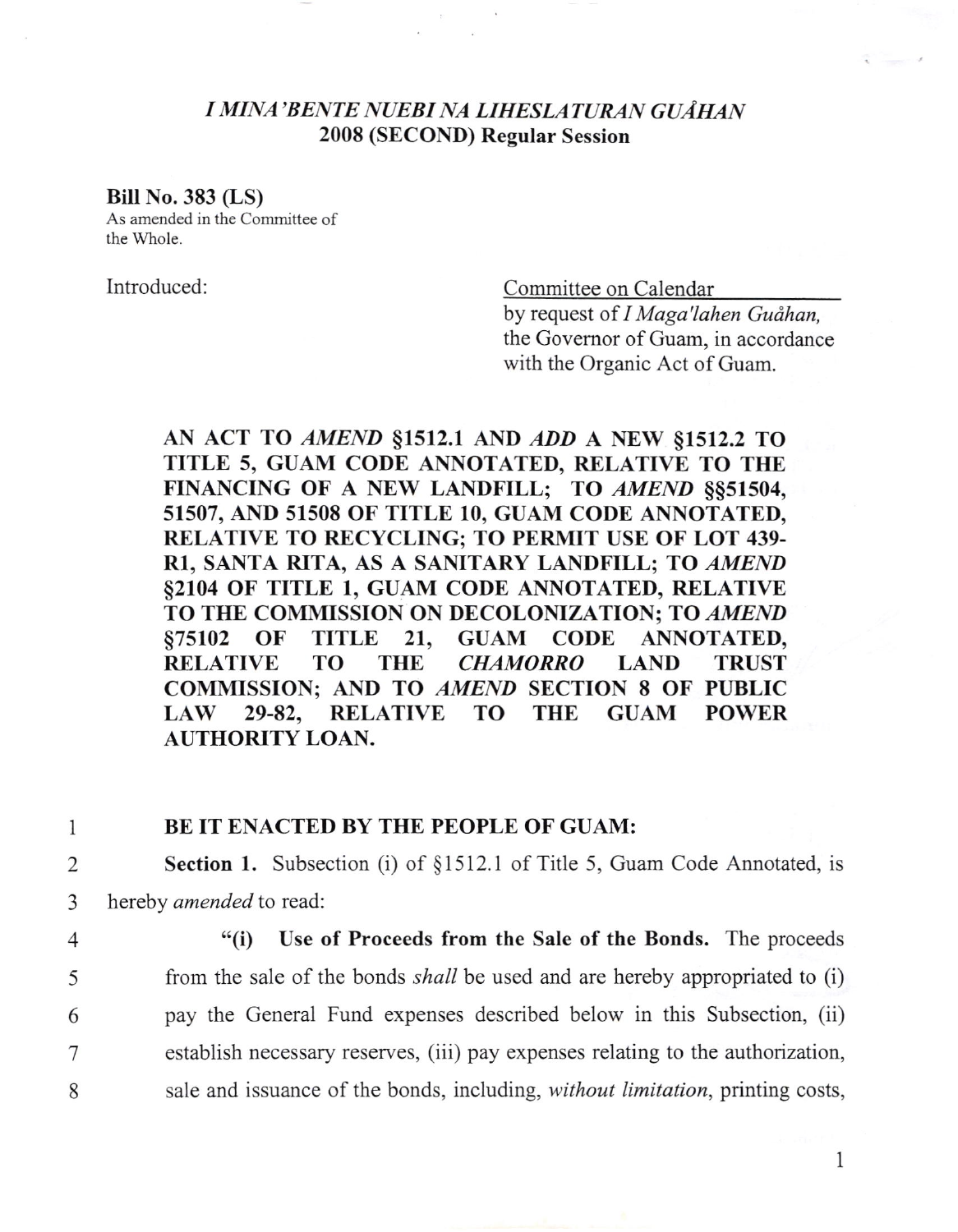## *I MINA'BENTE NUEBI NA LIHESLATURAN GUÅHAN*
## 2008 (SECOND) Regular Session

**Bill No. 383 (LS)**
As amended in the Committee of the Whole.

Introduced: Committee on Calendar
by request of *I Maga'lahen Guåhan,* the Governor of Guam, in accordance with the Organic Act of Guam.

**AN ACT TO *AMEND* §1512.1 AND *ADD* A NEW §1512.2 TO TITLE 5, GUAM CODE ANNOTATED, RELATIVE TO THE FINANCING OF A NEW LANDFILL; TO *AMEND* §§51504, 51507, AND 51508 OF TITLE 10, GUAM CODE ANNOTATED, RELATIVE TO RECYCLING; TO PERMIT USE OF LOT 439-R1, SANTA RITA, AS A SANITARY LANDFILL; TO *AMEND* §2104 OF TITLE 1, GUAM CODE ANNOTATED, RELATIVE TO THE COMMISSION ON DECOLONIZATION; TO *AMEND* §75102 OF TITLE 21, GUAM CODE ANNOTATED, RELATIVE TO THE *CHAMORRO* LAND TRUST COMMISSION; AND TO *AMEND* SECTION 8 OF PUBLIC LAW 29-82, RELATIVE TO THE GUAM POWER AUTHORITY LOAN.**

1 **BE IT ENACTED BY THE PEOPLE OF GUAM:**

2 **Section 1.** Subsection (i) of §1512.1 of Title 5, Guam Code Annotated, is
3 hereby *amended* to read:

4 "**(i) Use of Proceeds from the Sale of the Bonds.** The proceeds
5 from the sale of the bonds *shall* be used and are hereby appropriated to (i)
6 pay the General Fund expenses described below in this Subsection, (ii)
7 establish necessary reserves, (iii) pay expenses relating to the authorization,
8 sale and issuance of the bonds, including, *without limitation*, printing costs,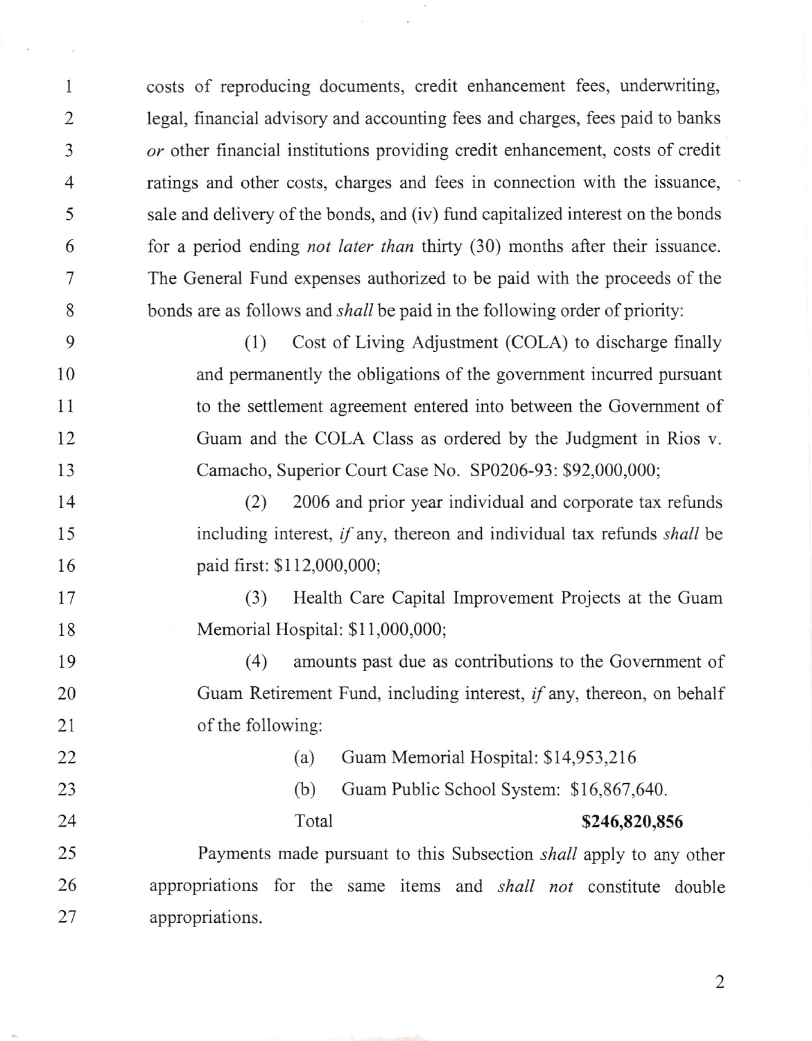costs of reproducing documents, credit enhancement fees, underwriting, legal, financial advisory and accounting fees and charges, fees paid to banks *or* other financial institutions providing credit enhancement, costs of credit ratings and other costs, charges and fees in connection with the issuance, sale and delivery of the bonds, and (iv) fund capitalized interest on the bonds for a period ending *not later than* thirty (30) months after their issuance. The General Fund expenses authorized to be paid with the proceeds of the bonds are as follows and *shall* be paid in the following order of priority:

(1) Cost of Living Adjustment (COLA) to discharge finally and permanently the obligations of the government incurred pursuant to the settlement agreement entered into between the Government of Guam and the COLA Class as ordered by the Judgment in Rios v. Camacho, Superior Court Case No. SP0206-93: $92,000,000;

(2) 2006 and prior year individual and corporate tax refunds including interest, *if* any, thereon and individual tax refunds *shall* be paid first: $112,000,000;

(3) Health Care Capital Improvement Projects at the Guam Memorial Hospital: $11,000,000;

(4) amounts past due as contributions to the Government of Guam Retirement Fund, including interest, *if* any, thereon, on behalf of the following:

(a) Guam Memorial Hospital: $14,953,216

(b) Guam Public School System: $16,867,640.

Total **$246,820,856**

Payments made pursuant to this Subsection *shall* apply to any other appropriations for the same items and *shall not* constitute double appropriations.